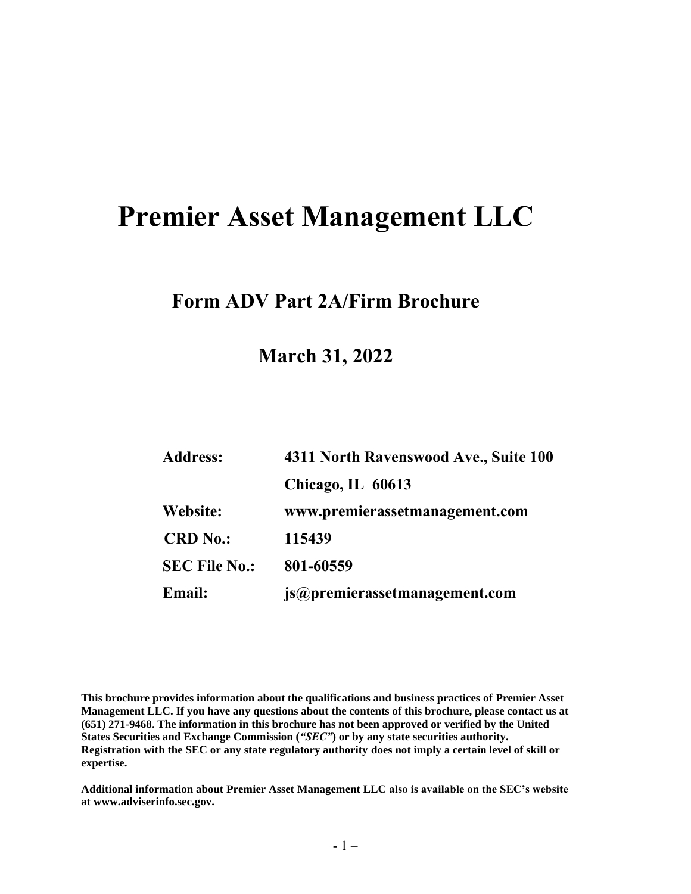# Premier Asset Management LLC

## Form ADV Part 2A/Firm Brochure

## March 31, 2022

| | |
|---|---|
| **Address:** | **4311 North Ravenswood Ave., Suite 100** |
| | **Chicago, IL 60613** |
| **Website:** | **www.premierassetmanagement.com** |
| **CRD No.:** | **115439** |
| **SEC File No.:** | **801-60559** |
| **Email:** | **js@premierassetmanagement.com** |

**This brochure provides information about the qualifications and business practices of Premier Asset Management LLC. If you have any questions about the contents of this brochure, please contact us at (651) 271-9468. The information in this brochure has not been approved or verified by the United States Securities and Exchange Commission (*"SEC"*) or by any state securities authority. Registration with the SEC or any state regulatory authority does not imply a certain level of skill or expertise.**

**Additional information about Premier Asset Management LLC also is available on the SEC's website at www.adviserinfo.sec.gov.**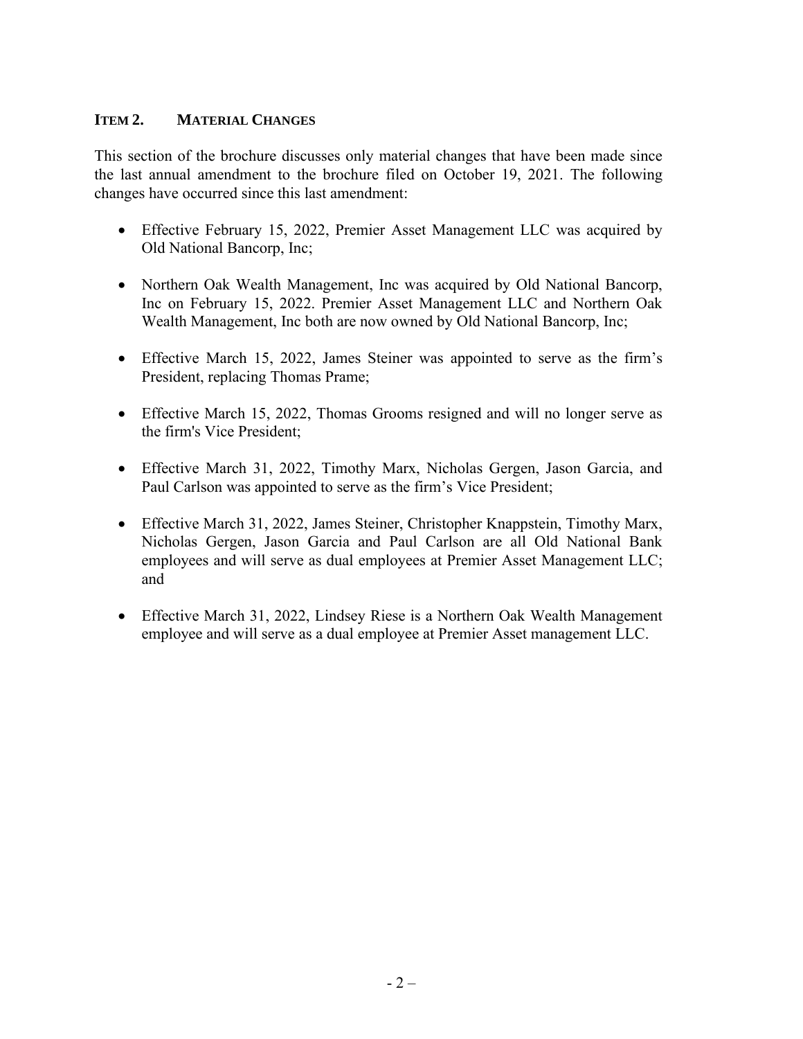## ITEM 2. MATERIAL CHANGES

This section of the brochure discusses only material changes that have been made since the last annual amendment to the brochure filed on October 19, 2021. The following changes have occurred since this last amendment:

- Effective February 15, 2022, Premier Asset Management LLC was acquired by Old National Bancorp, Inc;
- Northern Oak Wealth Management, Inc was acquired by Old National Bancorp, Inc on February 15, 2022. Premier Asset Management LLC and Northern Oak Wealth Management, Inc both are now owned by Old National Bancorp, Inc;
- Effective March 15, 2022, James Steiner was appointed to serve as the firm's President, replacing Thomas Prame;
- Effective March 15, 2022, Thomas Grooms resigned and will no longer serve as the firm's Vice President;
- Effective March 31, 2022, Timothy Marx, Nicholas Gergen, Jason Garcia, and Paul Carlson was appointed to serve as the firm's Vice President;
- Effective March 31, 2022, James Steiner, Christopher Knappstein, Timothy Marx, Nicholas Gergen, Jason Garcia and Paul Carlson are all Old National Bank employees and will serve as dual employees at Premier Asset Management LLC; and
- Effective March 31, 2022, Lindsey Riese is a Northern Oak Wealth Management employee and will serve as a dual employee at Premier Asset management LLC.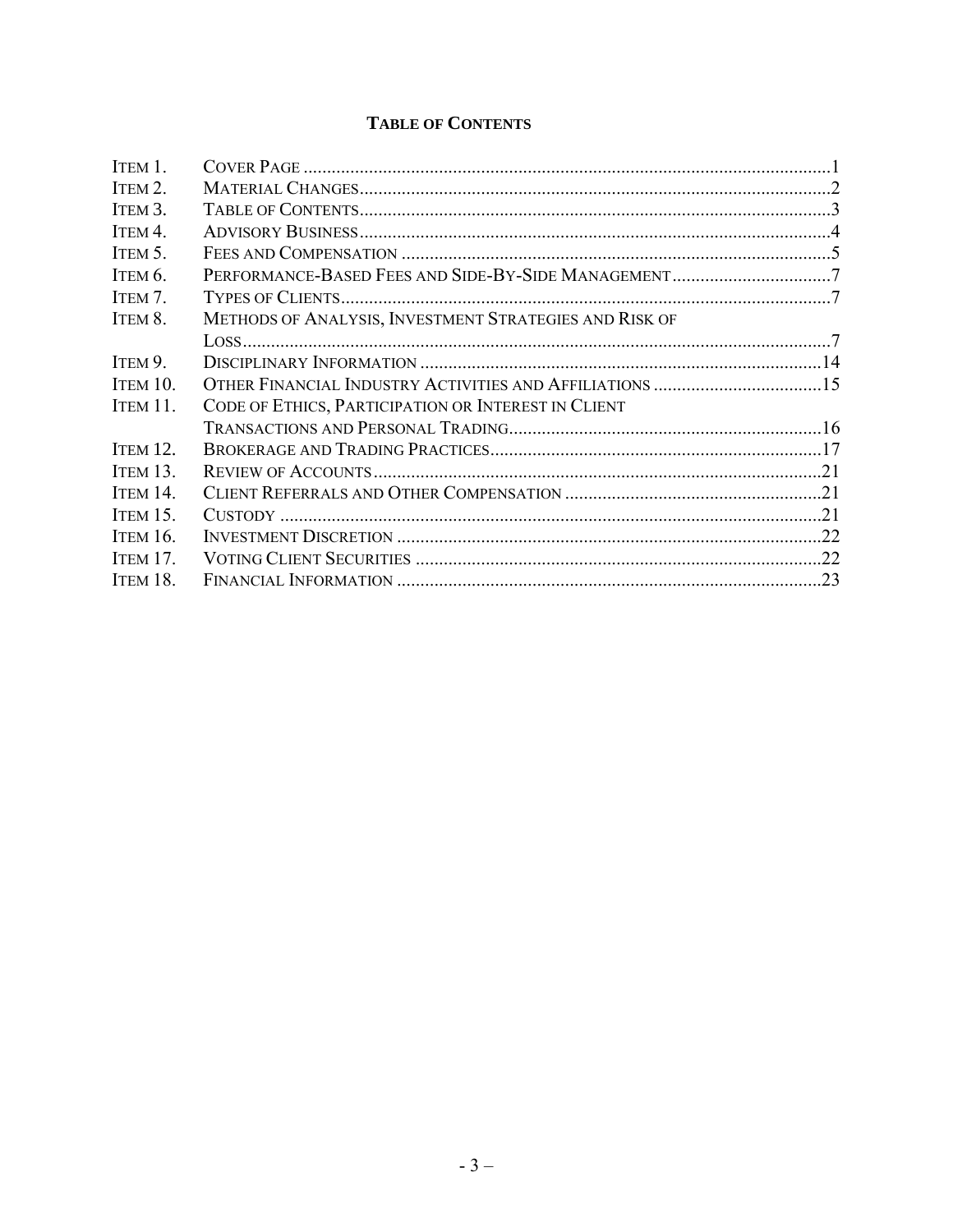# TABLE OF CONTENTS

| | | |
|---|---|---|
| ITEM 1. | COVER PAGE | 1 |
| ITEM 2. | MATERIAL CHANGES | 2 |
| ITEM 3. | TABLE OF CONTENTS | 3 |
| ITEM 4. | ADVISORY BUSINESS | 4 |
| ITEM 5. | FEES AND COMPENSATION | 5 |
| ITEM 6. | PERFORMANCE-BASED FEES AND SIDE-BY-SIDE MANAGEMENT | 7 |
| ITEM 7. | TYPES OF CLIENTS | 7 |
| ITEM 8. | METHODS OF ANALYSIS, INVESTMENT STRATEGIES AND RISK OF LOSS | 7 |
| ITEM 9. | DISCIPLINARY INFORMATION | 14 |
| ITEM 10. | OTHER FINANCIAL INDUSTRY ACTIVITIES AND AFFILIATIONS | 15 |
| ITEM 11. | CODE OF ETHICS, PARTICIPATION OR INTEREST IN CLIENT TRANSACTIONS AND PERSONAL TRADING | 16 |
| ITEM 12. | BROKERAGE AND TRADING PRACTICES | 17 |
| ITEM 13. | REVIEW OF ACCOUNTS | 21 |
| ITEM 14. | CLIENT REFERRALS AND OTHER COMPENSATION | 21 |
| ITEM 15. | CUSTODY | 21 |
| ITEM 16. | INVESTMENT DISCRETION | 22 |
| ITEM 17. | VOTING CLIENT SECURITIES | 22 |
| ITEM 18. | FINANCIAL INFORMATION | 23 |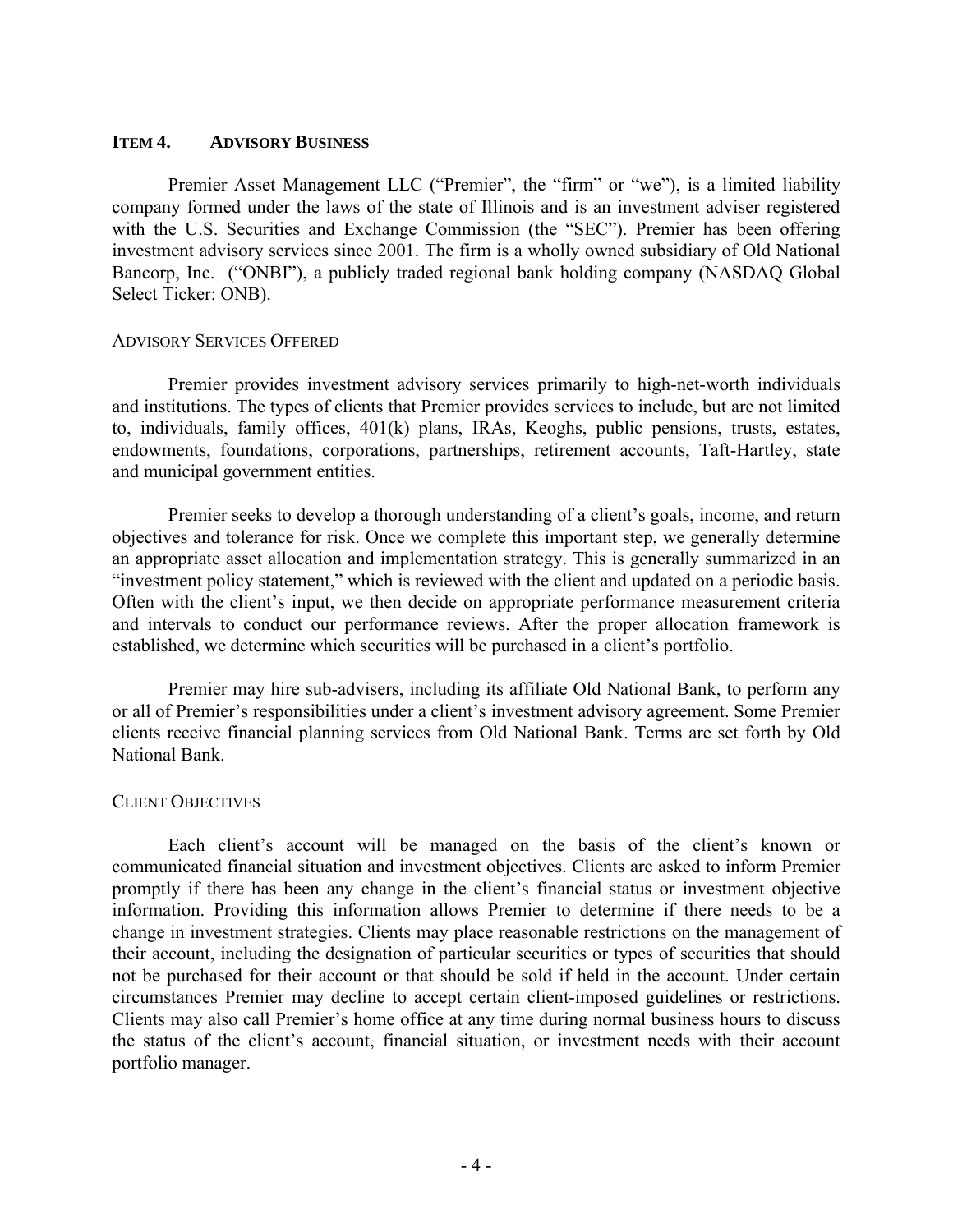## ITEM 4. ADVISORY BUSINESS

Premier Asset Management LLC ("Premier", the "firm" or "we"), is a limited liability company formed under the laws of the state of Illinois and is an investment adviser registered with the U.S. Securities and Exchange Commission (the "SEC"). Premier has been offering investment advisory services since 2001. The firm is a wholly owned subsidiary of Old National Bancorp, Inc. ("ONBI"), a publicly traded regional bank holding company (NASDAQ Global Select Ticker: ONB).

### ADVISORY SERVICES OFFERED

Premier provides investment advisory services primarily to high-net-worth individuals and institutions. The types of clients that Premier provides services to include, but are not limited to, individuals, family offices, 401(k) plans, IRAs, Keoghs, public pensions, trusts, estates, endowments, foundations, corporations, partnerships, retirement accounts, Taft-Hartley, state and municipal government entities.

Premier seeks to develop a thorough understanding of a client's goals, income, and return objectives and tolerance for risk. Once we complete this important step, we generally determine an appropriate asset allocation and implementation strategy. This is generally summarized in an "investment policy statement," which is reviewed with the client and updated on a periodic basis. Often with the client's input, we then decide on appropriate performance measurement criteria and intervals to conduct our performance reviews. After the proper allocation framework is established, we determine which securities will be purchased in a client's portfolio.

Premier may hire sub-advisers, including its affiliate Old National Bank, to perform any or all of Premier's responsibilities under a client's investment advisory agreement. Some Premier clients receive financial planning services from Old National Bank. Terms are set forth by Old National Bank.

### CLIENT OBJECTIVES

Each client's account will be managed on the basis of the client's known or communicated financial situation and investment objectives. Clients are asked to inform Premier promptly if there has been any change in the client's financial status or investment objective information. Providing this information allows Premier to determine if there needs to be a change in investment strategies. Clients may place reasonable restrictions on the management of their account, including the designation of particular securities or types of securities that should not be purchased for their account or that should be sold if held in the account. Under certain circumstances Premier may decline to accept certain client-imposed guidelines or restrictions. Clients may also call Premier's home office at any time during normal business hours to discuss the status of the client's account, financial situation, or investment needs with their account portfolio manager.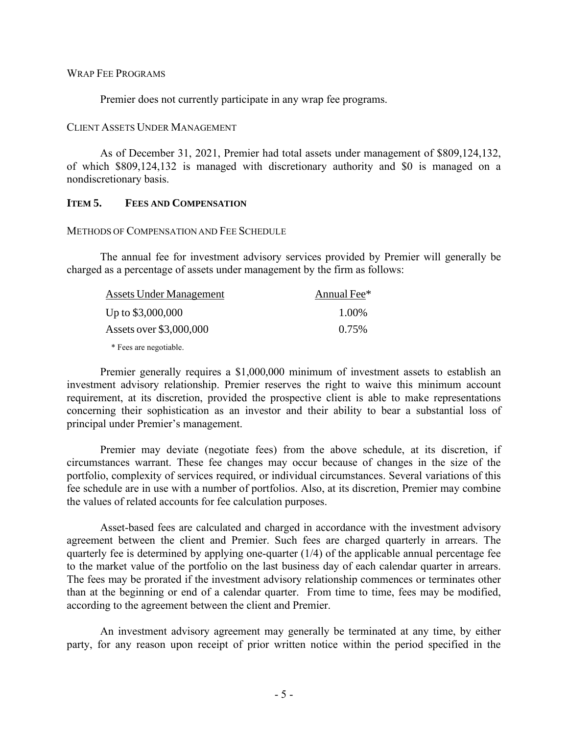### Wrap Fee Programs

Premier does not currently participate in any wrap fee programs.

### Client Assets Under Management

As of December 31, 2021, Premier had total assets under management of $809,124,132, of which $809,124,132 is managed with discretionary authority and $0 is managed on a nondiscretionary basis.

## Item 5. Fees and Compensation

### Methods of Compensation and Fee Schedule

The annual fee for investment advisory services provided by Premier will generally be charged as a percentage of assets under management by the firm as follows:

| Assets Under Management | Annual Fee* |
|---|---|
| Up to $3,000,000 | 1.00% |
| Assets over $3,000,000 | 0.75% |

\* Fees are negotiable.

Premier generally requires a $1,000,000 minimum of investment assets to establish an investment advisory relationship. Premier reserves the right to waive this minimum account requirement, at its discretion, provided the prospective client is able to make representations concerning their sophistication as an investor and their ability to bear a substantial loss of principal under Premier's management.

Premier may deviate (negotiate fees) from the above schedule, at its discretion, if circumstances warrant. These fee changes may occur because of changes in the size of the portfolio, complexity of services required, or individual circumstances. Several variations of this fee schedule are in use with a number of portfolios. Also, at its discretion, Premier may combine the values of related accounts for fee calculation purposes.

Asset-based fees are calculated and charged in accordance with the investment advisory agreement between the client and Premier. Such fees are charged quarterly in arrears. The quarterly fee is determined by applying one-quarter (1/4) of the applicable annual percentage fee to the market value of the portfolio on the last business day of each calendar quarter in arrears. The fees may be prorated if the investment advisory relationship commences or terminates other than at the beginning or end of a calendar quarter. From time to time, fees may be modified, according to the agreement between the client and Premier.

An investment advisory agreement may generally be terminated at any time, by either party, for any reason upon receipt of prior written notice within the period specified in the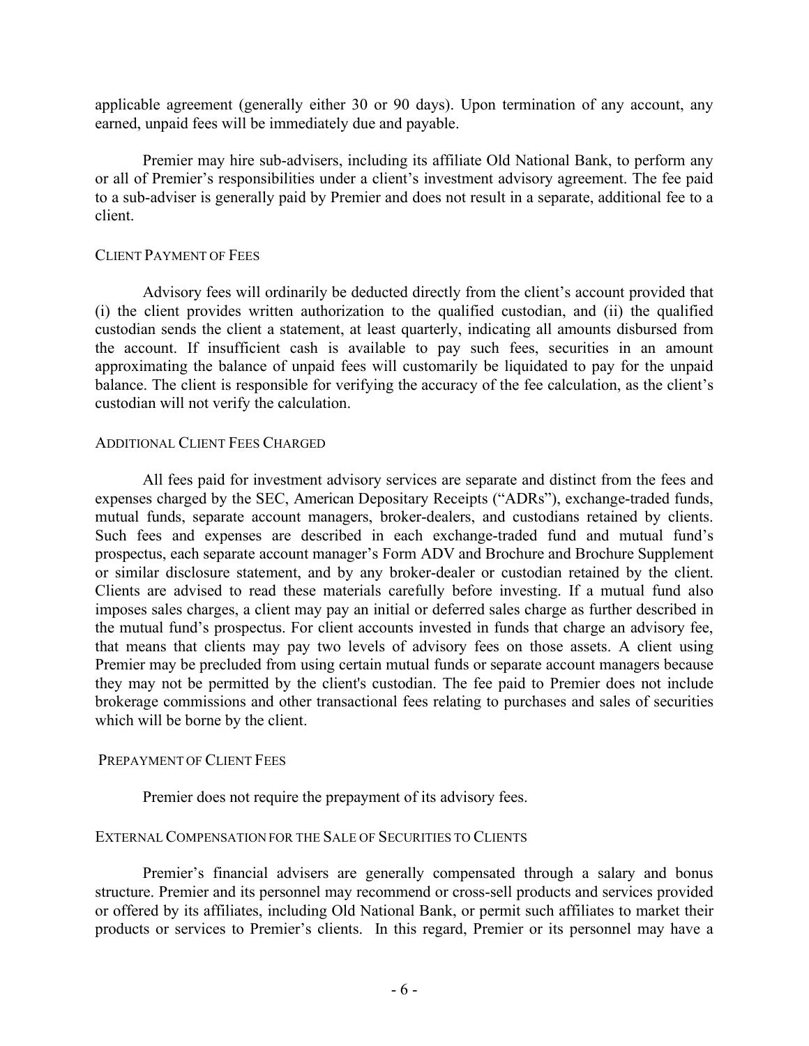applicable agreement (generally either 30 or 90 days). Upon termination of any account, any earned, unpaid fees will be immediately due and payable.

Premier may hire sub-advisers, including its affiliate Old National Bank, to perform any or all of Premier's responsibilities under a client's investment advisory agreement. The fee paid to a sub-adviser is generally paid by Premier and does not result in a separate, additional fee to a client.

### CLIENT PAYMENT OF FEES

Advisory fees will ordinarily be deducted directly from the client's account provided that (i) the client provides written authorization to the qualified custodian, and (ii) the qualified custodian sends the client a statement, at least quarterly, indicating all amounts disbursed from the account. If insufficient cash is available to pay such fees, securities in an amount approximating the balance of unpaid fees will customarily be liquidated to pay for the unpaid balance. The client is responsible for verifying the accuracy of the fee calculation, as the client's custodian will not verify the calculation.

### ADDITIONAL CLIENT FEES CHARGED

All fees paid for investment advisory services are separate and distinct from the fees and expenses charged by the SEC, American Depositary Receipts ("ADRs"), exchange-traded funds, mutual funds, separate account managers, broker-dealers, and custodians retained by clients. Such fees and expenses are described in each exchange-traded fund and mutual fund's prospectus, each separate account manager's Form ADV and Brochure and Brochure Supplement or similar disclosure statement, and by any broker-dealer or custodian retained by the client. Clients are advised to read these materials carefully before investing. If a mutual fund also imposes sales charges, a client may pay an initial or deferred sales charge as further described in the mutual fund's prospectus. For client accounts invested in funds that charge an advisory fee, that means that clients may pay two levels of advisory fees on those assets. A client using Premier may be precluded from using certain mutual funds or separate account managers because they may not be permitted by the client's custodian. The fee paid to Premier does not include brokerage commissions and other transactional fees relating to purchases and sales of securities which will be borne by the client.

### PREPAYMENT OF CLIENT FEES

Premier does not require the prepayment of its advisory fees.

### EXTERNAL COMPENSATION FOR THE SALE OF SECURITIES TO CLIENTS

Premier's financial advisers are generally compensated through a salary and bonus structure. Premier and its personnel may recommend or cross-sell products and services provided or offered by its affiliates, including Old National Bank, or permit such affiliates to market their products or services to Premier's clients. In this regard, Premier or its personnel may have a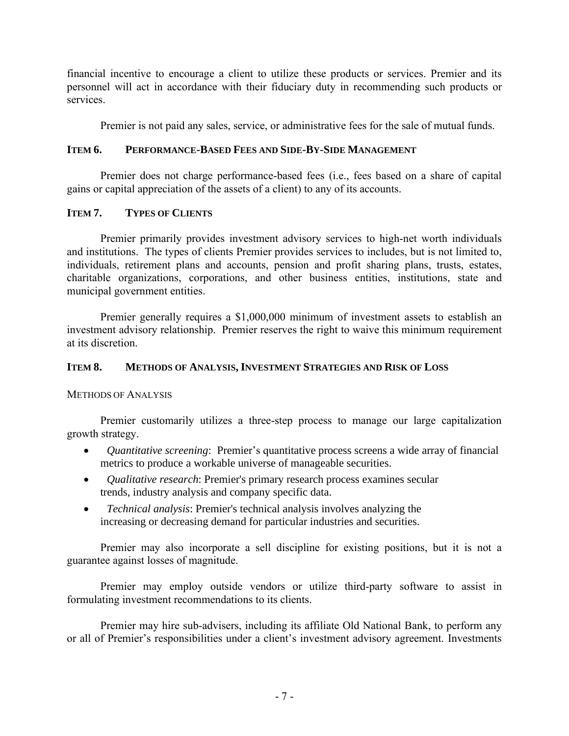financial incentive to encourage a client to utilize these products or services. Premier and its personnel will act in accordance with their fiduciary duty in recommending such products or services.

Premier is not paid any sales, service, or administrative fees for the sale of mutual funds.

## ITEM 6. PERFORMANCE-BASED FEES AND SIDE-BY-SIDE MANAGEMENT

Premier does not charge performance-based fees (i.e., fees based on a share of capital gains or capital appreciation of the assets of a client) to any of its accounts.

## ITEM 7. TYPES OF CLIENTS

Premier primarily provides investment advisory services to high-net worth individuals and institutions. The types of clients Premier provides services to includes, but is not limited to, individuals, retirement plans and accounts, pension and profit sharing plans, trusts, estates, charitable organizations, corporations, and other business entities, institutions, state and municipal government entities.

Premier generally requires a $1,000,000 minimum of investment assets to establish an investment advisory relationship. Premier reserves the right to waive this minimum requirement at its discretion.

## ITEM 8. METHODS OF ANALYSIS, INVESTMENT STRATEGIES AND RISK OF LOSS

### METHODS OF ANALYSIS

Premier customarily utilizes a three-step process to manage our large capitalization growth strategy.

- *Quantitative screening*: Premier's quantitative process screens a wide array of financial metrics to produce a workable universe of manageable securities.
- *Qualitative research*: Premier's primary research process examines secular trends, industry analysis and company specific data.
- *Technical analysis*: Premier's technical analysis involves analyzing the increasing or decreasing demand for particular industries and securities.

Premier may also incorporate a sell discipline for existing positions, but it is not a guarantee against losses of magnitude.

Premier may employ outside vendors or utilize third-party software to assist in formulating investment recommendations to its clients.

Premier may hire sub-advisers, including its affiliate Old National Bank, to perform any or all of Premier's responsibilities under a client's investment advisory agreement. Investments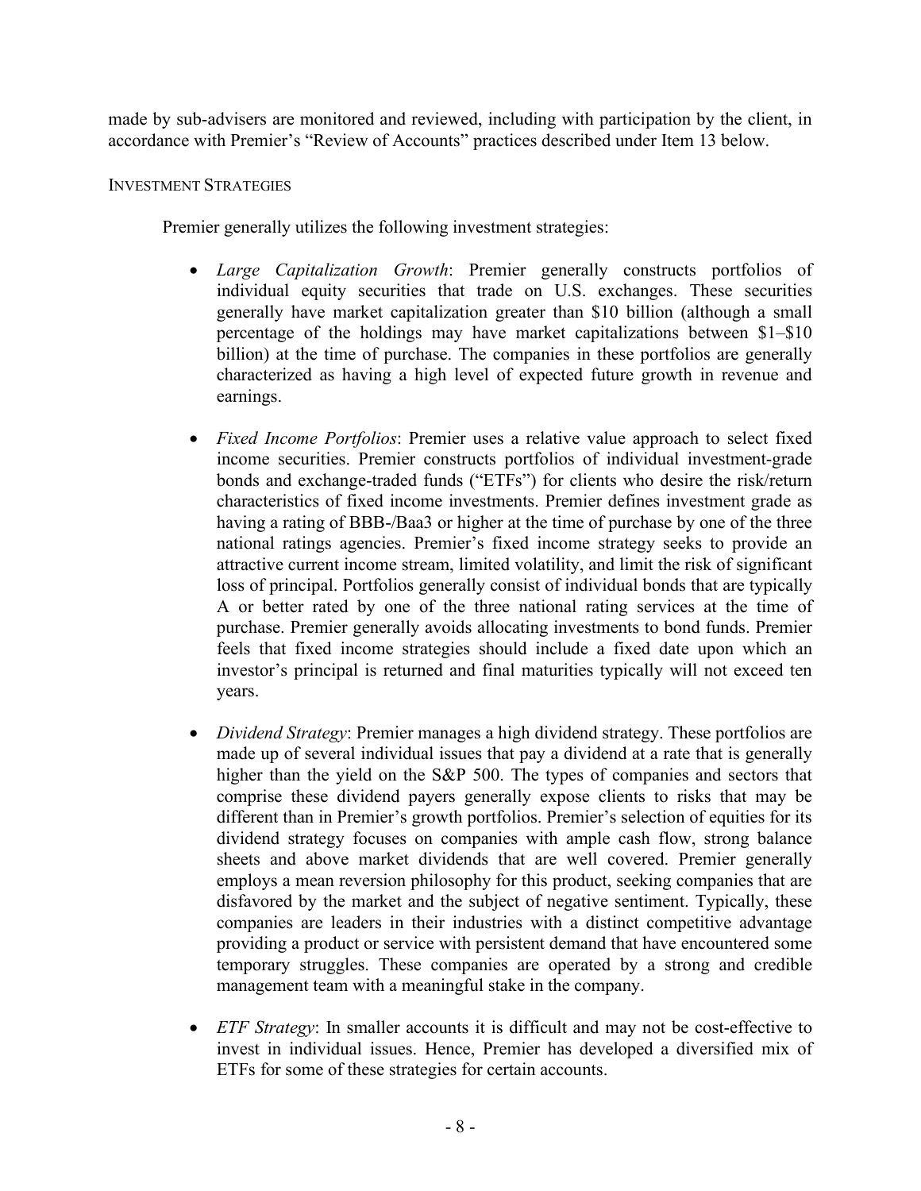made by sub-advisers are monitored and reviewed, including with participation by the client, in accordance with Premier's "Review of Accounts" practices described under Item 13 below.

### INVESTMENT STRATEGIES

Premier generally utilizes the following investment strategies:

- *Large Capitalization Growth*: Premier generally constructs portfolios of individual equity securities that trade on U.S. exchanges. These securities generally have market capitalization greater than $10 billion (although a small percentage of the holdings may have market capitalizations between $1–$10 billion) at the time of purchase. The companies in these portfolios are generally characterized as having a high level of expected future growth in revenue and earnings.

- *Fixed Income Portfolios*: Premier uses a relative value approach to select fixed income securities. Premier constructs portfolios of individual investment-grade bonds and exchange-traded funds ("ETFs") for clients who desire the risk/return characteristics of fixed income investments. Premier defines investment grade as having a rating of BBB-/Baa3 or higher at the time of purchase by one of the three national ratings agencies. Premier's fixed income strategy seeks to provide an attractive current income stream, limited volatility, and limit the risk of significant loss of principal. Portfolios generally consist of individual bonds that are typically A or better rated by one of the three national rating services at the time of purchase. Premier generally avoids allocating investments to bond funds. Premier feels that fixed income strategies should include a fixed date upon which an investor's principal is returned and final maturities typically will not exceed ten years.

- *Dividend Strategy*: Premier manages a high dividend strategy. These portfolios are made up of several individual issues that pay a dividend at a rate that is generally higher than the yield on the S&P 500. The types of companies and sectors that comprise these dividend payers generally expose clients to risks that may be different than in Premier's growth portfolios. Premier's selection of equities for its dividend strategy focuses on companies with ample cash flow, strong balance sheets and above market dividends that are well covered. Premier generally employs a mean reversion philosophy for this product, seeking companies that are disfavored by the market and the subject of negative sentiment. Typically, these companies are leaders in their industries with a distinct competitive advantage providing a product or service with persistent demand that have encountered some temporary struggles. These companies are operated by a strong and credible management team with a meaningful stake in the company.

- *ETF Strategy*: In smaller accounts it is difficult and may not be cost-effective to invest in individual issues. Hence, Premier has developed a diversified mix of ETFs for some of these strategies for certain accounts.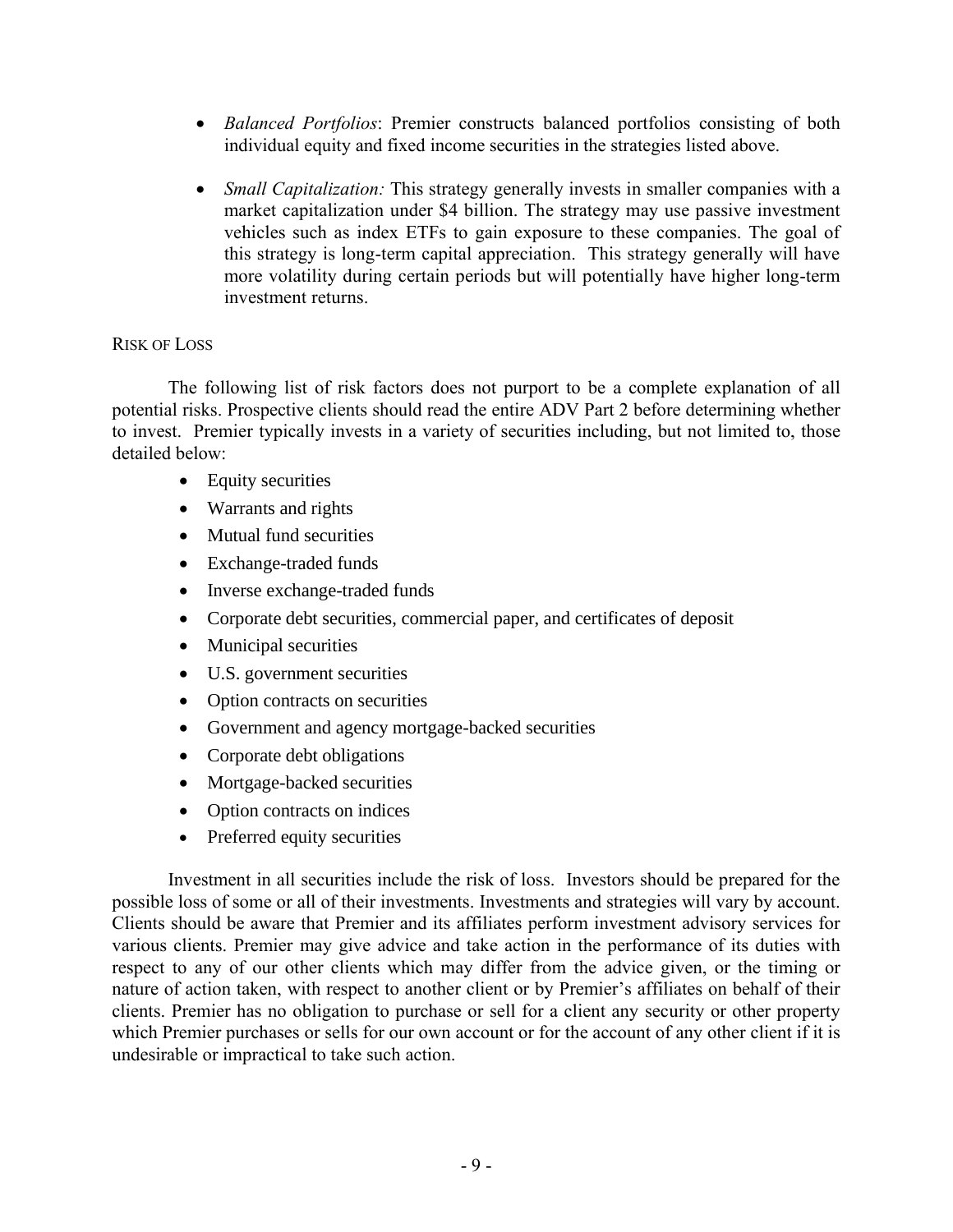- *Balanced Portfolios*: Premier constructs balanced portfolios consisting of both individual equity and fixed income securities in the strategies listed above.

- *Small Capitalization:* This strategy generally invests in smaller companies with a market capitalization under $4 billion. The strategy may use passive investment vehicles such as index ETFs to gain exposure to these companies. The goal of this strategy is long-term capital appreciation. This strategy generally will have more volatility during certain periods but will potentially have higher long-term investment returns.

## Risk of Loss

The following list of risk factors does not purport to be a complete explanation of all potential risks. Prospective clients should read the entire ADV Part 2 before determining whether to invest. Premier typically invests in a variety of securities including, but not limited to, those detailed below:

- Equity securities
- Warrants and rights
- Mutual fund securities
- Exchange-traded funds
- Inverse exchange-traded funds
- Corporate debt securities, commercial paper, and certificates of deposit
- Municipal securities
- U.S. government securities
- Option contracts on securities
- Government and agency mortgage-backed securities
- Corporate debt obligations
- Mortgage-backed securities
- Option contracts on indices
- Preferred equity securities

Investment in all securities include the risk of loss. Investors should be prepared for the possible loss of some or all of their investments. Investments and strategies will vary by account. Clients should be aware that Premier and its affiliates perform investment advisory services for various clients. Premier may give advice and take action in the performance of its duties with respect to any of our other clients which may differ from the advice given, or the timing or nature of action taken, with respect to another client or by Premier's affiliates on behalf of their clients. Premier has no obligation to purchase or sell for a client any security or other property which Premier purchases or sells for our own account or for the account of any other client if it is undesirable or impractical to take such action.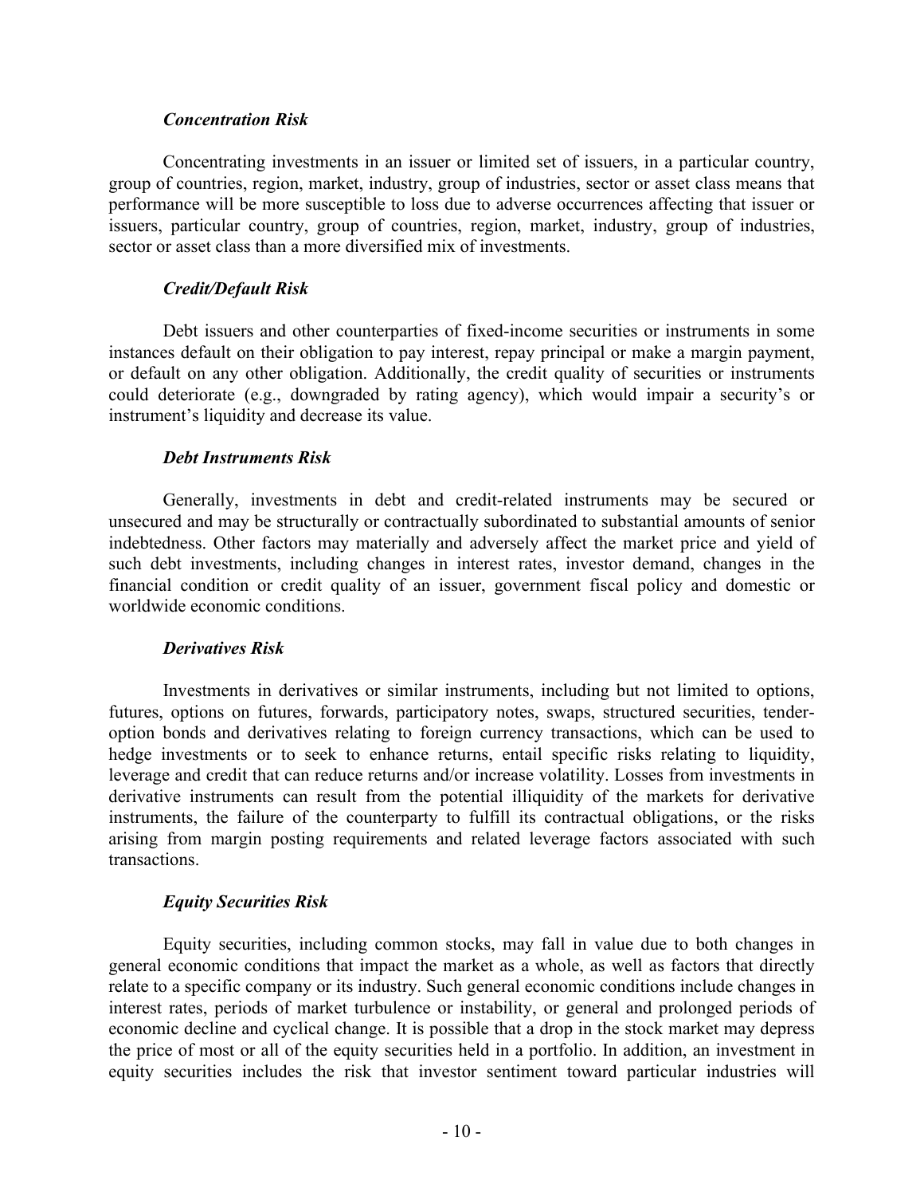### *Concentration Risk*

Concentrating investments in an issuer or limited set of issuers, in a particular country, group of countries, region, market, industry, group of industries, sector or asset class means that performance will be more susceptible to loss due to adverse occurrences affecting that issuer or issuers, particular country, group of countries, region, market, industry, group of industries, sector or asset class than a more diversified mix of investments.

### *Credit/Default Risk*

Debt issuers and other counterparties of fixed-income securities or instruments in some instances default on their obligation to pay interest, repay principal or make a margin payment, or default on any other obligation. Additionally, the credit quality of securities or instruments could deteriorate (e.g., downgraded by rating agency), which would impair a security's or instrument's liquidity and decrease its value.

### *Debt Instruments Risk*

Generally, investments in debt and credit-related instruments may be secured or unsecured and may be structurally or contractually subordinated to substantial amounts of senior indebtedness. Other factors may materially and adversely affect the market price and yield of such debt investments, including changes in interest rates, investor demand, changes in the financial condition or credit quality of an issuer, government fiscal policy and domestic or worldwide economic conditions.

### *Derivatives Risk*

Investments in derivatives or similar instruments, including but not limited to options, futures, options on futures, forwards, participatory notes, swaps, structured securities, tender-option bonds and derivatives relating to foreign currency transactions, which can be used to hedge investments or to seek to enhance returns, entail specific risks relating to liquidity, leverage and credit that can reduce returns and/or increase volatility. Losses from investments in derivative instruments can result from the potential illiquidity of the markets for derivative instruments, the failure of the counterparty to fulfill its contractual obligations, or the risks arising from margin posting requirements and related leverage factors associated with such transactions.

### *Equity Securities Risk*

Equity securities, including common stocks, may fall in value due to both changes in general economic conditions that impact the market as a whole, as well as factors that directly relate to a specific company or its industry. Such general economic conditions include changes in interest rates, periods of market turbulence or instability, or general and prolonged periods of economic decline and cyclical change. It is possible that a drop in the stock market may depress the price of most or all of the equity securities held in a portfolio. In addition, an investment in equity securities includes the risk that investor sentiment toward particular industries will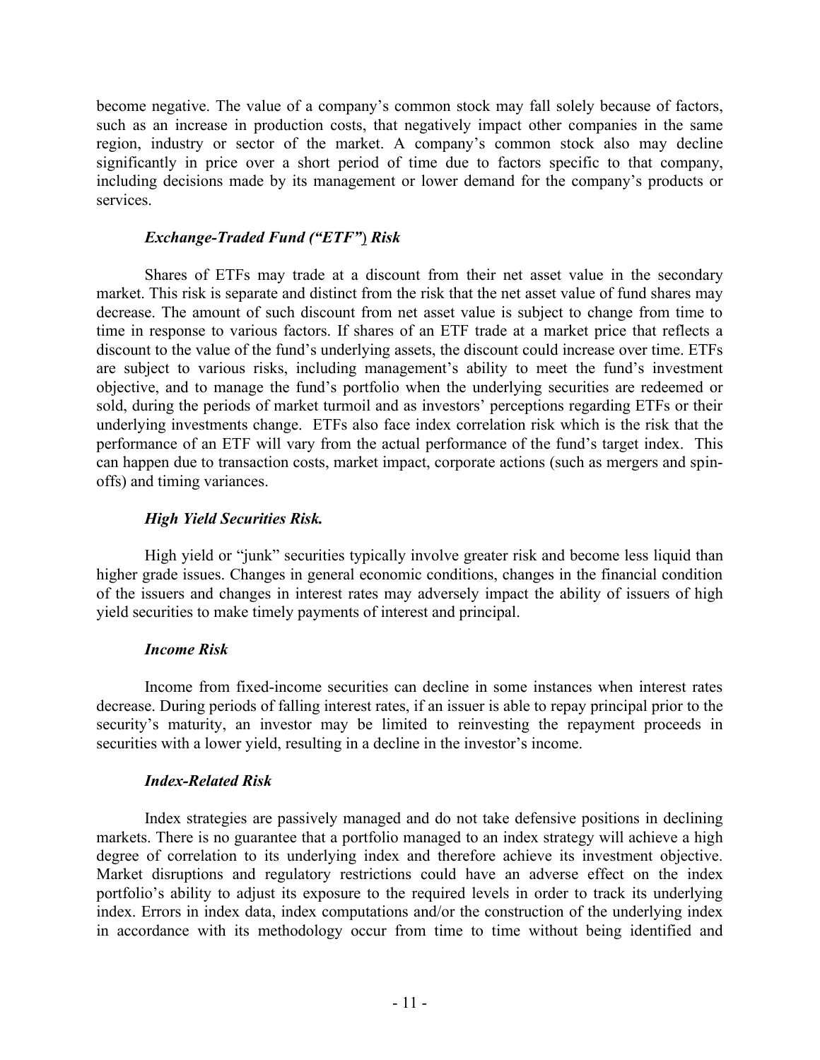become negative. The value of a company's common stock may fall solely because of factors, such as an increase in production costs, that negatively impact other companies in the same region, industry or sector of the market. A company's common stock also may decline significantly in price over a short period of time due to factors specific to that company, including decisions made by its management or lower demand for the company's products or services.

### *Exchange-Traded Fund ("ETF") Risk*

Shares of ETFs may trade at a discount from their net asset value in the secondary market. This risk is separate and distinct from the risk that the net asset value of fund shares may decrease. The amount of such discount from net asset value is subject to change from time to time in response to various factors. If shares of an ETF trade at a market price that reflects a discount to the value of the fund's underlying assets, the discount could increase over time. ETFs are subject to various risks, including management's ability to meet the fund's investment objective, and to manage the fund's portfolio when the underlying securities are redeemed or sold, during the periods of market turmoil and as investors' perceptions regarding ETFs or their underlying investments change. ETFs also face index correlation risk which is the risk that the performance of an ETF will vary from the actual performance of the fund's target index. This can happen due to transaction costs, market impact, corporate actions (such as mergers and spin-offs) and timing variances.

### *High Yield Securities Risk.*

High yield or "junk" securities typically involve greater risk and become less liquid than higher grade issues. Changes in general economic conditions, changes in the financial condition of the issuers and changes in interest rates may adversely impact the ability of issuers of high yield securities to make timely payments of interest and principal.

### *Income Risk*

Income from fixed-income securities can decline in some instances when interest rates decrease. During periods of falling interest rates, if an issuer is able to repay principal prior to the security's maturity, an investor may be limited to reinvesting the repayment proceeds in securities with a lower yield, resulting in a decline in the investor's income.

### *Index-Related Risk*

Index strategies are passively managed and do not take defensive positions in declining markets. There is no guarantee that a portfolio managed to an index strategy will achieve a high degree of correlation to its underlying index and therefore achieve its investment objective. Market disruptions and regulatory restrictions could have an adverse effect on the index portfolio's ability to adjust its exposure to the required levels in order to track its underlying index. Errors in index data, index computations and/or the construction of the underlying index in accordance with its methodology occur from time to time without being identified and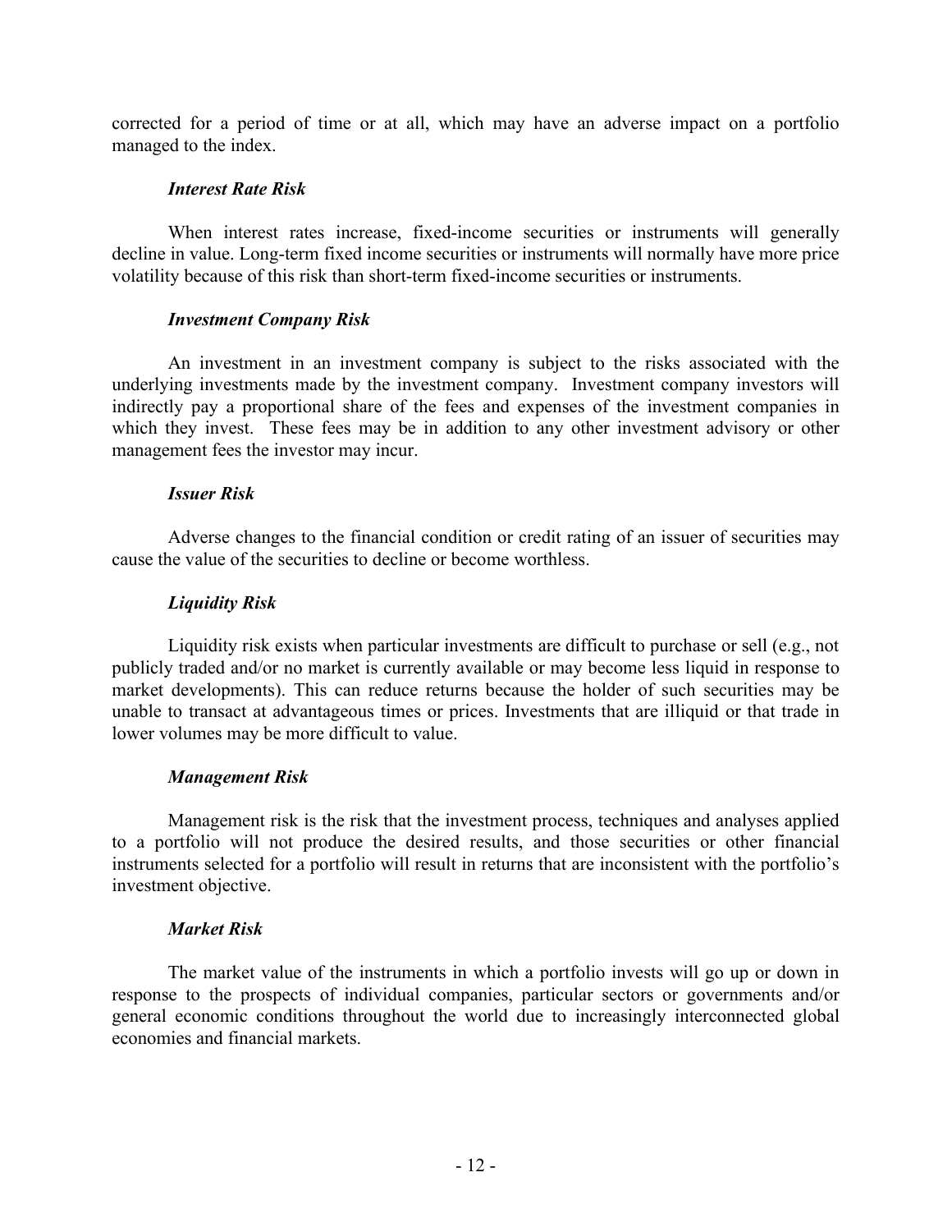corrected for a period of time or at all, which may have an adverse impact on a portfolio managed to the index.

***Interest Rate Risk***

When interest rates increase, fixed-income securities or instruments will generally decline in value. Long-term fixed income securities or instruments will normally have more price volatility because of this risk than short-term fixed-income securities or instruments.

***Investment Company Risk***

An investment in an investment company is subject to the risks associated with the underlying investments made by the investment company. Investment company investors will indirectly pay a proportional share of the fees and expenses of the investment companies in which they invest. These fees may be in addition to any other investment advisory or other management fees the investor may incur.

***Issuer Risk***

Adverse changes to the financial condition or credit rating of an issuer of securities may cause the value of the securities to decline or become worthless.

***Liquidity Risk***

Liquidity risk exists when particular investments are difficult to purchase or sell (e.g., not publicly traded and/or no market is currently available or may become less liquid in response to market developments). This can reduce returns because the holder of such securities may be unable to transact at advantageous times or prices. Investments that are illiquid or that trade in lower volumes may be more difficult to value.

***Management Risk***

Management risk is the risk that the investment process, techniques and analyses applied to a portfolio will not produce the desired results, and those securities or other financial instruments selected for a portfolio will result in returns that are inconsistent with the portfolio's investment objective.

***Market Risk***

The market value of the instruments in which a portfolio invests will go up or down in response to the prospects of individual companies, particular sectors or governments and/or general economic conditions throughout the world due to increasingly interconnected global economies and financial markets.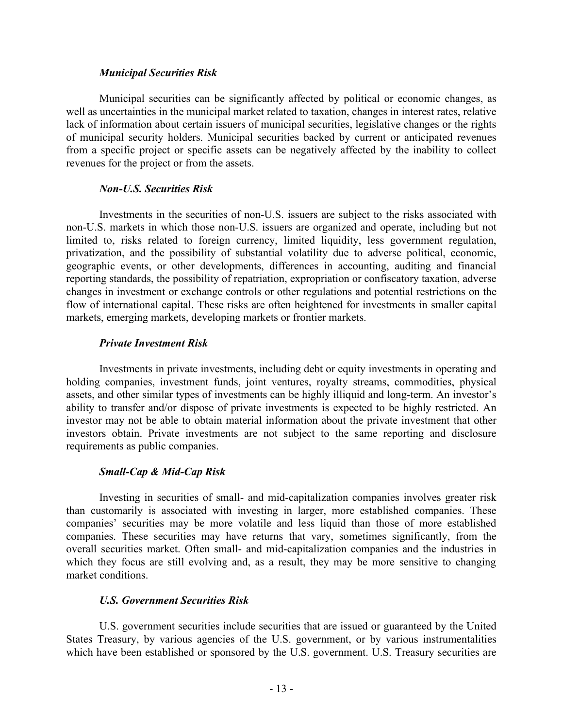### *Municipal Securities Risk*

Municipal securities can be significantly affected by political or economic changes, as well as uncertainties in the municipal market related to taxation, changes in interest rates, relative lack of information about certain issuers of municipal securities, legislative changes or the rights of municipal security holders. Municipal securities backed by current or anticipated revenues from a specific project or specific assets can be negatively affected by the inability to collect revenues for the project or from the assets.

### *Non-U.S. Securities Risk*

Investments in the securities of non-U.S. issuers are subject to the risks associated with non-U.S. markets in which those non-U.S. issuers are organized and operate, including but not limited to, risks related to foreign currency, limited liquidity, less government regulation, privatization, and the possibility of substantial volatility due to adverse political, economic, geographic events, or other developments, differences in accounting, auditing and financial reporting standards, the possibility of repatriation, expropriation or confiscatory taxation, adverse changes in investment or exchange controls or other regulations and potential restrictions on the flow of international capital. These risks are often heightened for investments in smaller capital markets, emerging markets, developing markets or frontier markets.

### *Private Investment Risk*

Investments in private investments, including debt or equity investments in operating and holding companies, investment funds, joint ventures, royalty streams, commodities, physical assets, and other similar types of investments can be highly illiquid and long-term. An investor's ability to transfer and/or dispose of private investments is expected to be highly restricted. An investor may not be able to obtain material information about the private investment that other investors obtain. Private investments are not subject to the same reporting and disclosure requirements as public companies.

### *Small-Cap & Mid-Cap Risk*

Investing in securities of small- and mid-capitalization companies involves greater risk than customarily is associated with investing in larger, more established companies. These companies' securities may be more volatile and less liquid than those of more established companies. These securities may have returns that vary, sometimes significantly, from the overall securities market. Often small- and mid-capitalization companies and the industries in which they focus are still evolving and, as a result, they may be more sensitive to changing market conditions.

### *U.S. Government Securities Risk*

U.S. government securities include securities that are issued or guaranteed by the United States Treasury, by various agencies of the U.S. government, or by various instrumentalities which have been established or sponsored by the U.S. government. U.S. Treasury securities are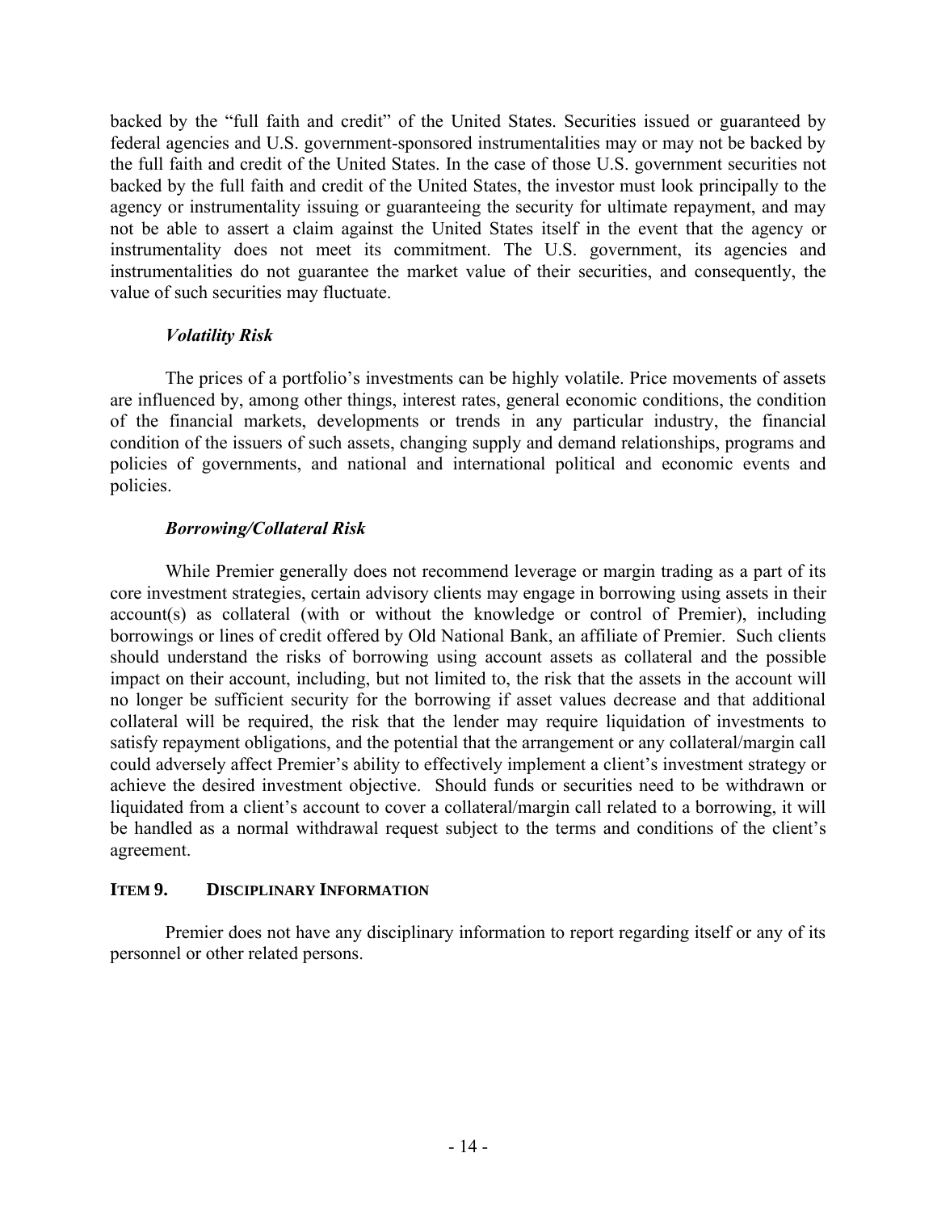backed by the "full faith and credit" of the United States. Securities issued or guaranteed by federal agencies and U.S. government-sponsored instrumentalities may or may not be backed by the full faith and credit of the United States. In the case of those U.S. government securities not backed by the full faith and credit of the United States, the investor must look principally to the agency or instrumentality issuing or guaranteeing the security for ultimate repayment, and may not be able to assert a claim against the United States itself in the event that the agency or instrumentality does not meet its commitment. The U.S. government, its agencies and instrumentalities do not guarantee the market value of their securities, and consequently, the value of such securities may fluctuate.

***Volatility Risk***

The prices of a portfolio's investments can be highly volatile. Price movements of assets are influenced by, among other things, interest rates, general economic conditions, the condition of the financial markets, developments or trends in any particular industry, the financial condition of the issuers of such assets, changing supply and demand relationships, programs and policies of governments, and national and international political and economic events and policies.

***Borrowing/Collateral Risk***

While Premier generally does not recommend leverage or margin trading as a part of its core investment strategies, certain advisory clients may engage in borrowing using assets in their account(s) as collateral (with or without the knowledge or control of Premier), including borrowings or lines of credit offered by Old National Bank, an affiliate of Premier. Such clients should understand the risks of borrowing using account assets as collateral and the possible impact on their account, including, but not limited to, the risk that the assets in the account will no longer be sufficient security for the borrowing if asset values decrease and that additional collateral will be required, the risk that the lender may require liquidation of investments to satisfy repayment obligations, and the potential that the arrangement or any collateral/margin call could adversely affect Premier's ability to effectively implement a client's investment strategy or achieve the desired investment objective. Should funds or securities need to be withdrawn or liquidated from a client's account to cover a collateral/margin call related to a borrowing, it will be handled as a normal withdrawal request subject to the terms and conditions of the client's agreement.

## ITEM 9. DISCIPLINARY INFORMATION

Premier does not have any disciplinary information to report regarding itself or any of its personnel or other related persons.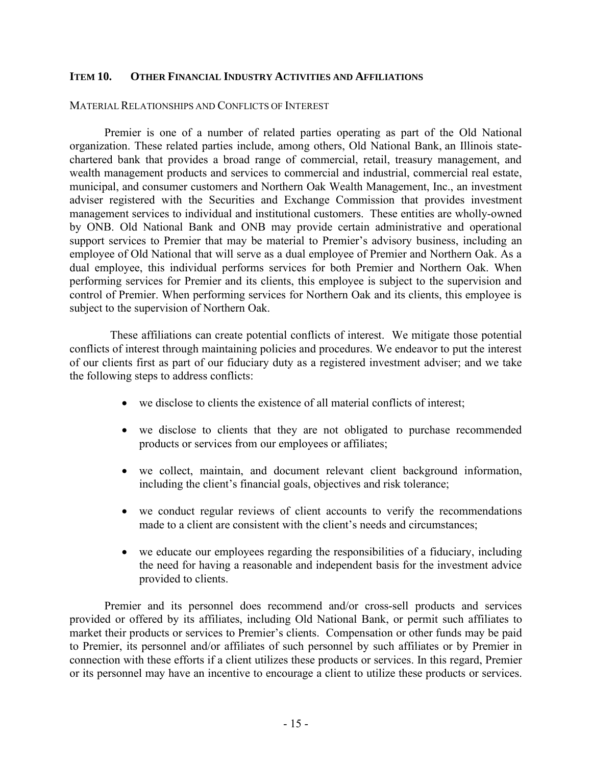## ITEM 10. OTHER FINANCIAL INDUSTRY ACTIVITIES AND AFFILIATIONS

### MATERIAL RELATIONSHIPS AND CONFLICTS OF INTEREST

Premier is one of a number of related parties operating as part of the Old National organization. These related parties include, among others, Old National Bank, an Illinois state-chartered bank that provides a broad range of commercial, retail, treasury management, and wealth management products and services to commercial and industrial, commercial real estate, municipal, and consumer customers and Northern Oak Wealth Management, Inc., an investment adviser registered with the Securities and Exchange Commission that provides investment management services to individual and institutional customers. These entities are wholly-owned by ONB. Old National Bank and ONB may provide certain administrative and operational support services to Premier that may be material to Premier's advisory business, including an employee of Old National that will serve as a dual employee of Premier and Northern Oak. As a dual employee, this individual performs services for both Premier and Northern Oak. When performing services for Premier and its clients, this employee is subject to the supervision and control of Premier. When performing services for Northern Oak and its clients, this employee is subject to the supervision of Northern Oak.

These affiliations can create potential conflicts of interest. We mitigate those potential conflicts of interest through maintaining policies and procedures. We endeavor to put the interest of our clients first as part of our fiduciary duty as a registered investment adviser; and we take the following steps to address conflicts:

- we disclose to clients the existence of all material conflicts of interest;
- we disclose to clients that they are not obligated to purchase recommended products or services from our employees or affiliates;
- we collect, maintain, and document relevant client background information, including the client's financial goals, objectives and risk tolerance;
- we conduct regular reviews of client accounts to verify the recommendations made to a client are consistent with the client's needs and circumstances;
- we educate our employees regarding the responsibilities of a fiduciary, including the need for having a reasonable and independent basis for the investment advice provided to clients.

Premier and its personnel does recommend and/or cross-sell products and services provided or offered by its affiliates, including Old National Bank, or permit such affiliates to market their products or services to Premier's clients. Compensation or other funds may be paid to Premier, its personnel and/or affiliates of such personnel by such affiliates or by Premier in connection with these efforts if a client utilizes these products or services. In this regard, Premier or its personnel may have an incentive to encourage a client to utilize these products or services.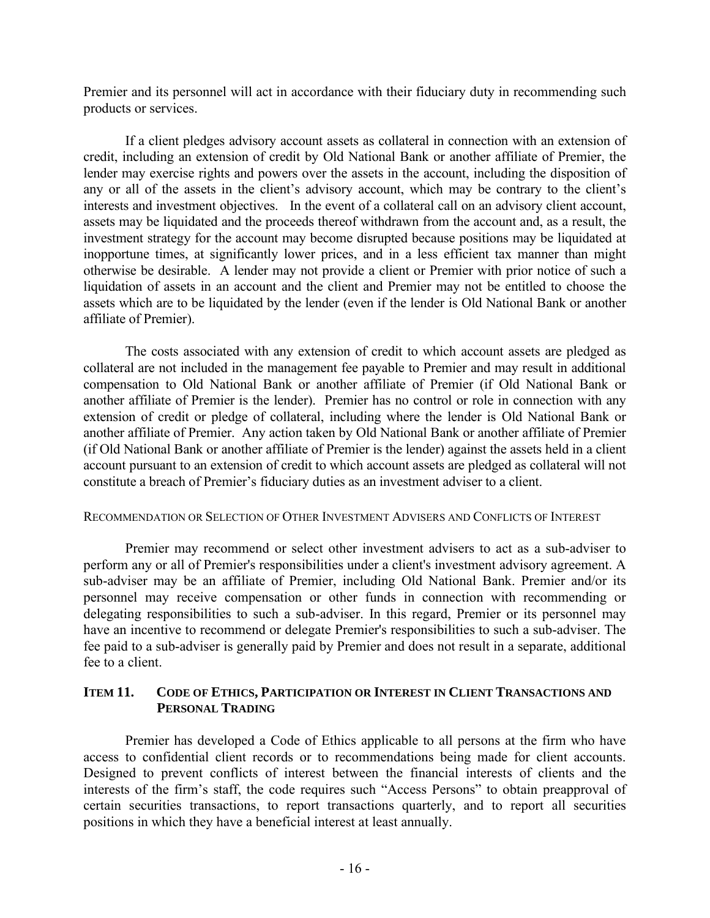Premier and its personnel will act in accordance with their fiduciary duty in recommending such products or services.

If a client pledges advisory account assets as collateral in connection with an extension of credit, including an extension of credit by Old National Bank or another affiliate of Premier, the lender may exercise rights and powers over the assets in the account, including the disposition of any or all of the assets in the client's advisory account, which may be contrary to the client's interests and investment objectives. In the event of a collateral call on an advisory client account, assets may be liquidated and the proceeds thereof withdrawn from the account and, as a result, the investment strategy for the account may become disrupted because positions may be liquidated at inopportune times, at significantly lower prices, and in a less efficient tax manner than might otherwise be desirable. A lender may not provide a client or Premier with prior notice of such a liquidation of assets in an account and the client and Premier may not be entitled to choose the assets which are to be liquidated by the lender (even if the lender is Old National Bank or another affiliate of Premier).

The costs associated with any extension of credit to which account assets are pledged as collateral are not included in the management fee payable to Premier and may result in additional compensation to Old National Bank or another affiliate of Premier (if Old National Bank or another affiliate of Premier is the lender). Premier has no control or role in connection with any extension of credit or pledge of collateral, including where the lender is Old National Bank or another affiliate of Premier. Any action taken by Old National Bank or another affiliate of Premier (if Old National Bank or another affiliate of Premier is the lender) against the assets held in a client account pursuant to an extension of credit to which account assets are pledged as collateral will not constitute a breach of Premier's fiduciary duties as an investment adviser to a client.

RECOMMENDATION OR SELECTION OF OTHER INVESTMENT ADVISERS AND CONFLICTS OF INTEREST

Premier may recommend or select other investment advisers to act as a sub-adviser to perform any or all of Premier's responsibilities under a client's investment advisory agreement. A sub-adviser may be an affiliate of Premier, including Old National Bank. Premier and/or its personnel may receive compensation or other funds in connection with recommending or delegating responsibilities to such a sub-adviser. In this regard, Premier or its personnel may have an incentive to recommend or delegate Premier's responsibilities to such a sub-adviser. The fee paid to a sub-adviser is generally paid by Premier and does not result in a separate, additional fee to a client.

## ITEM 11. CODE OF ETHICS, PARTICIPATION OR INTEREST IN CLIENT TRANSACTIONS AND PERSONAL TRADING

Premier has developed a Code of Ethics applicable to all persons at the firm who have access to confidential client records or to recommendations being made for client accounts. Designed to prevent conflicts of interest between the financial interests of clients and the interests of the firm's staff, the code requires such "Access Persons" to obtain preapproval of certain securities transactions, to report transactions quarterly, and to report all securities positions in which they have a beneficial interest at least annually.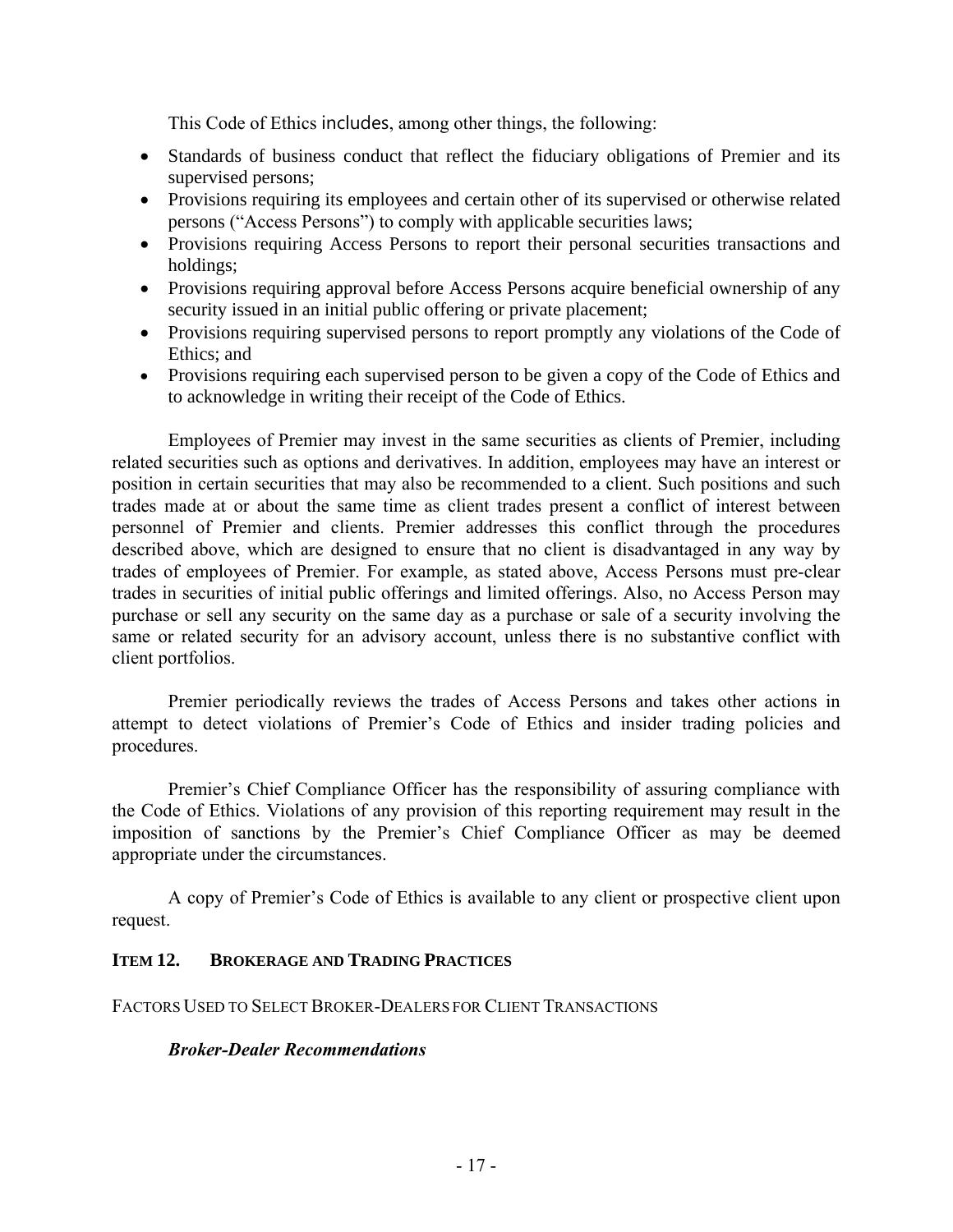This Code of Ethics includes, among other things, the following:

- Standards of business conduct that reflect the fiduciary obligations of Premier and its supervised persons;
- Provisions requiring its employees and certain other of its supervised or otherwise related persons ("Access Persons") to comply with applicable securities laws;
- Provisions requiring Access Persons to report their personal securities transactions and holdings;
- Provisions requiring approval before Access Persons acquire beneficial ownership of any security issued in an initial public offering or private placement;
- Provisions requiring supervised persons to report promptly any violations of the Code of Ethics; and
- Provisions requiring each supervised person to be given a copy of the Code of Ethics and to acknowledge in writing their receipt of the Code of Ethics.

Employees of Premier may invest in the same securities as clients of Premier, including related securities such as options and derivatives. In addition, employees may have an interest or position in certain securities that may also be recommended to a client. Such positions and such trades made at or about the same time as client trades present a conflict of interest between personnel of Premier and clients. Premier addresses this conflict through the procedures described above, which are designed to ensure that no client is disadvantaged in any way by trades of employees of Premier. For example, as stated above, Access Persons must pre-clear trades in securities of initial public offerings and limited offerings. Also, no Access Person may purchase or sell any security on the same day as a purchase or sale of a security involving the same or related security for an advisory account, unless there is no substantive conflict with client portfolios.

Premier periodically reviews the trades of Access Persons and takes other actions in attempt to detect violations of Premier's Code of Ethics and insider trading policies and procedures.

Premier's Chief Compliance Officer has the responsibility of assuring compliance with the Code of Ethics. Violations of any provision of this reporting requirement may result in the imposition of sanctions by the Premier's Chief Compliance Officer as may be deemed appropriate under the circumstances.

A copy of Premier's Code of Ethics is available to any client or prospective client upon request.

## ITEM 12. BROKERAGE AND TRADING PRACTICES

### FACTORS USED TO SELECT BROKER-DEALERS FOR CLIENT TRANSACTIONS

#### *Broker-Dealer Recommendations*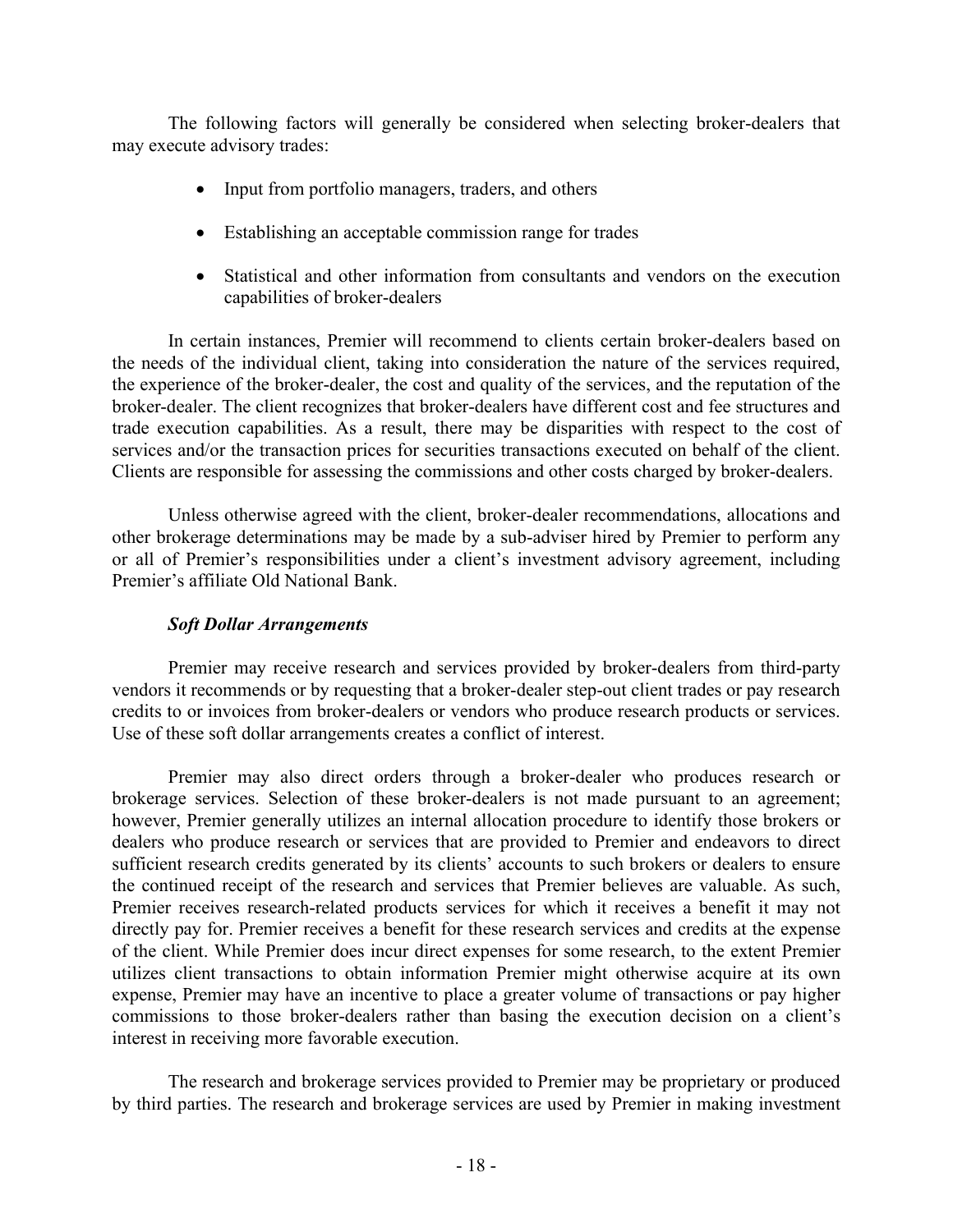The following factors will generally be considered when selecting broker-dealers that may execute advisory trades:

- Input from portfolio managers, traders, and others
- Establishing an acceptable commission range for trades
- Statistical and other information from consultants and vendors on the execution capabilities of broker-dealers

In certain instances, Premier will recommend to clients certain broker-dealers based on the needs of the individual client, taking into consideration the nature of the services required, the experience of the broker-dealer, the cost and quality of the services, and the reputation of the broker-dealer. The client recognizes that broker-dealers have different cost and fee structures and trade execution capabilities. As a result, there may be disparities with respect to the cost of services and/or the transaction prices for securities transactions executed on behalf of the client. Clients are responsible for assessing the commissions and other costs charged by broker-dealers.

Unless otherwise agreed with the client, broker-dealer recommendations, allocations and other brokerage determinations may be made by a sub-adviser hired by Premier to perform any or all of Premier's responsibilities under a client's investment advisory agreement, including Premier's affiliate Old National Bank.

***Soft Dollar Arrangements***

Premier may receive research and services provided by broker-dealers from third-party vendors it recommends or by requesting that a broker-dealer step-out client trades or pay research credits to or invoices from broker-dealers or vendors who produce research products or services. Use of these soft dollar arrangements creates a conflict of interest.

Premier may also direct orders through a broker-dealer who produces research or brokerage services. Selection of these broker-dealers is not made pursuant to an agreement; however, Premier generally utilizes an internal allocation procedure to identify those brokers or dealers who produce research or services that are provided to Premier and endeavors to direct sufficient research credits generated by its clients' accounts to such brokers or dealers to ensure the continued receipt of the research and services that Premier believes are valuable. As such, Premier receives research-related products services for which it receives a benefit it may not directly pay for. Premier receives a benefit for these research services and credits at the expense of the client. While Premier does incur direct expenses for some research, to the extent Premier utilizes client transactions to obtain information Premier might otherwise acquire at its own expense, Premier may have an incentive to place a greater volume of transactions or pay higher commissions to those broker-dealers rather than basing the execution decision on a client's interest in receiving more favorable execution.

The research and brokerage services provided to Premier may be proprietary or produced by third parties. The research and brokerage services are used by Premier in making investment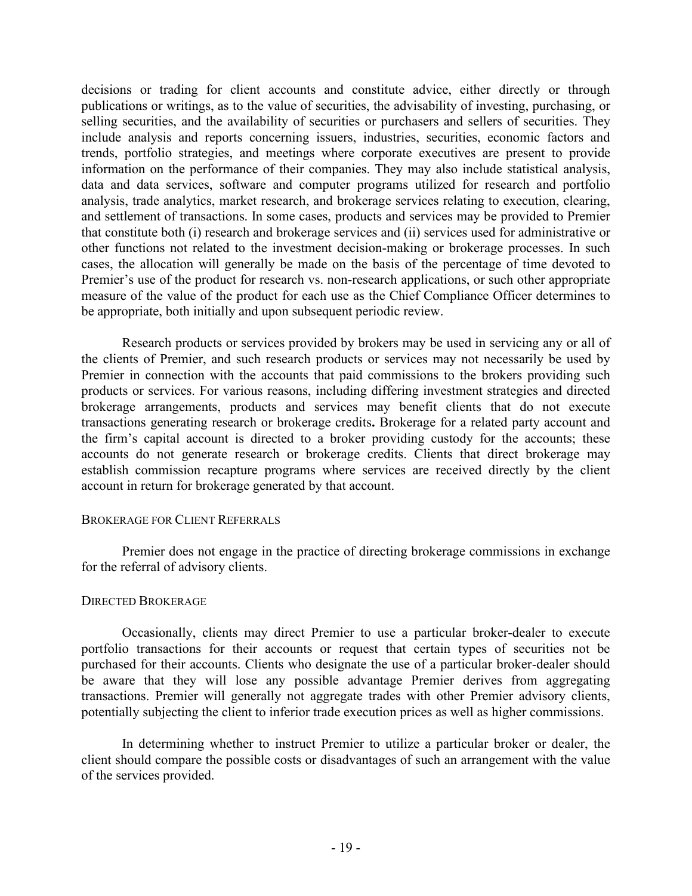decisions or trading for client accounts and constitute advice, either directly or through publications or writings, as to the value of securities, the advisability of investing, purchasing, or selling securities, and the availability of securities or purchasers and sellers of securities. They include analysis and reports concerning issuers, industries, securities, economic factors and trends, portfolio strategies, and meetings where corporate executives are present to provide information on the performance of their companies. They may also include statistical analysis, data and data services, software and computer programs utilized for research and portfolio analysis, trade analytics, market research, and brokerage services relating to execution, clearing, and settlement of transactions. In some cases, products and services may be provided to Premier that constitute both (i) research and brokerage services and (ii) services used for administrative or other functions not related to the investment decision-making or brokerage processes. In such cases, the allocation will generally be made on the basis of the percentage of time devoted to Premier's use of the product for research vs. non-research applications, or such other appropriate measure of the value of the product for each use as the Chief Compliance Officer determines to be appropriate, both initially and upon subsequent periodic review.

Research products or services provided by brokers may be used in servicing any or all of the clients of Premier, and such research products or services may not necessarily be used by Premier in connection with the accounts that paid commissions to the brokers providing such products or services. For various reasons, including differing investment strategies and directed brokerage arrangements, products and services may benefit clients that do not execute transactions generating research or brokerage credits**.** Brokerage for a related party account and the firm's capital account is directed to a broker providing custody for the accounts; these accounts do not generate research or brokerage credits. Clients that direct brokerage may establish commission recapture programs where services are received directly by the client account in return for brokerage generated by that account.

### BROKERAGE FOR CLIENT REFERRALS

Premier does not engage in the practice of directing brokerage commissions in exchange for the referral of advisory clients.

### DIRECTED BROKERAGE

Occasionally, clients may direct Premier to use a particular broker-dealer to execute portfolio transactions for their accounts or request that certain types of securities not be purchased for their accounts. Clients who designate the use of a particular broker-dealer should be aware that they will lose any possible advantage Premier derives from aggregating transactions. Premier will generally not aggregate trades with other Premier advisory clients, potentially subjecting the client to inferior trade execution prices as well as higher commissions.

In determining whether to instruct Premier to utilize a particular broker or dealer, the client should compare the possible costs or disadvantages of such an arrangement with the value of the services provided.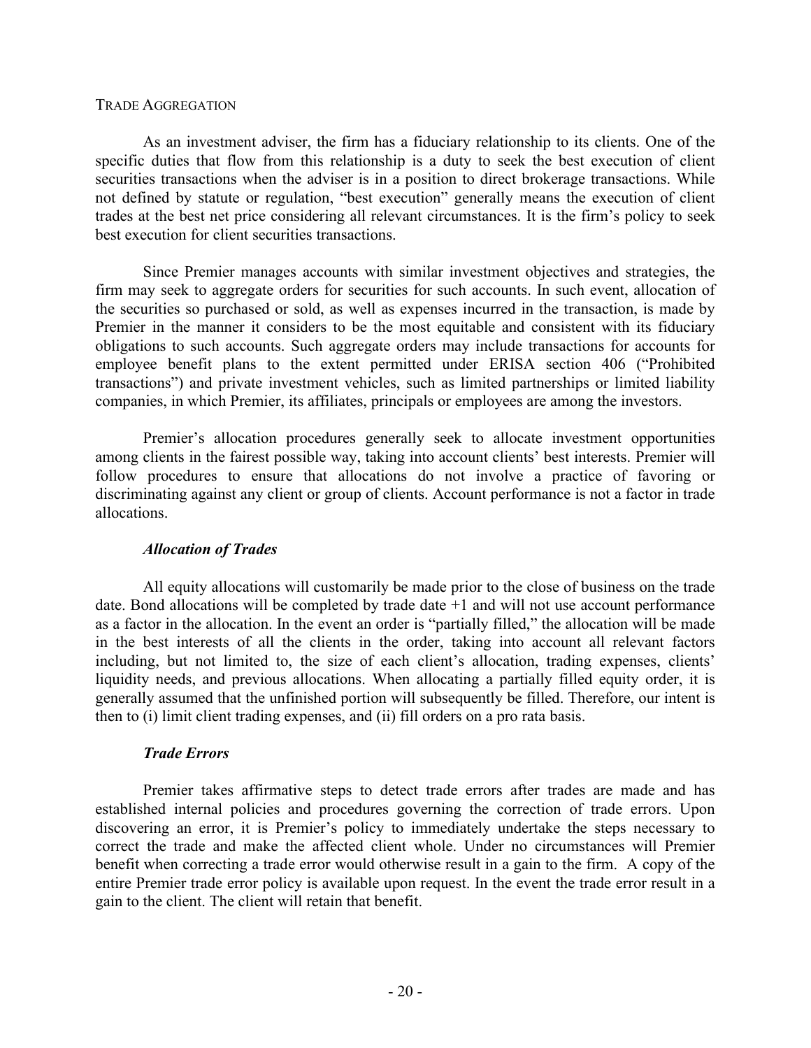## TRADE AGGREGATION

As an investment adviser, the firm has a fiduciary relationship to its clients. One of the specific duties that flow from this relationship is a duty to seek the best execution of client securities transactions when the adviser is in a position to direct brokerage transactions. While not defined by statute or regulation, "best execution" generally means the execution of client trades at the best net price considering all relevant circumstances. It is the firm's policy to seek best execution for client securities transactions.

Since Premier manages accounts with similar investment objectives and strategies, the firm may seek to aggregate orders for securities for such accounts. In such event, allocation of the securities so purchased or sold, as well as expenses incurred in the transaction, is made by Premier in the manner it considers to be the most equitable and consistent with its fiduciary obligations to such accounts. Such aggregate orders may include transactions for accounts for employee benefit plans to the extent permitted under ERISA section 406 ("Prohibited transactions") and private investment vehicles, such as limited partnerships or limited liability companies, in which Premier, its affiliates, principals or employees are among the investors.

Premier's allocation procedures generally seek to allocate investment opportunities among clients in the fairest possible way, taking into account clients' best interests. Premier will follow procedures to ensure that allocations do not involve a practice of favoring or discriminating against any client or group of clients. Account performance is not a factor in trade allocations.

### *Allocation of Trades*

All equity allocations will customarily be made prior to the close of business on the trade date. Bond allocations will be completed by trade date +1 and will not use account performance as a factor in the allocation. In the event an order is "partially filled," the allocation will be made in the best interests of all the clients in the order, taking into account all relevant factors including, but not limited to, the size of each client's allocation, trading expenses, clients' liquidity needs, and previous allocations. When allocating a partially filled equity order, it is generally assumed that the unfinished portion will subsequently be filled. Therefore, our intent is then to (i) limit client trading expenses, and (ii) fill orders on a pro rata basis.

### *Trade Errors*

Premier takes affirmative steps to detect trade errors after trades are made and has established internal policies and procedures governing the correction of trade errors. Upon discovering an error, it is Premier's policy to immediately undertake the steps necessary to correct the trade and make the affected client whole. Under no circumstances will Premier benefit when correcting a trade error would otherwise result in a gain to the firm. A copy of the entire Premier trade error policy is available upon request. In the event the trade error result in a gain to the client. The client will retain that benefit.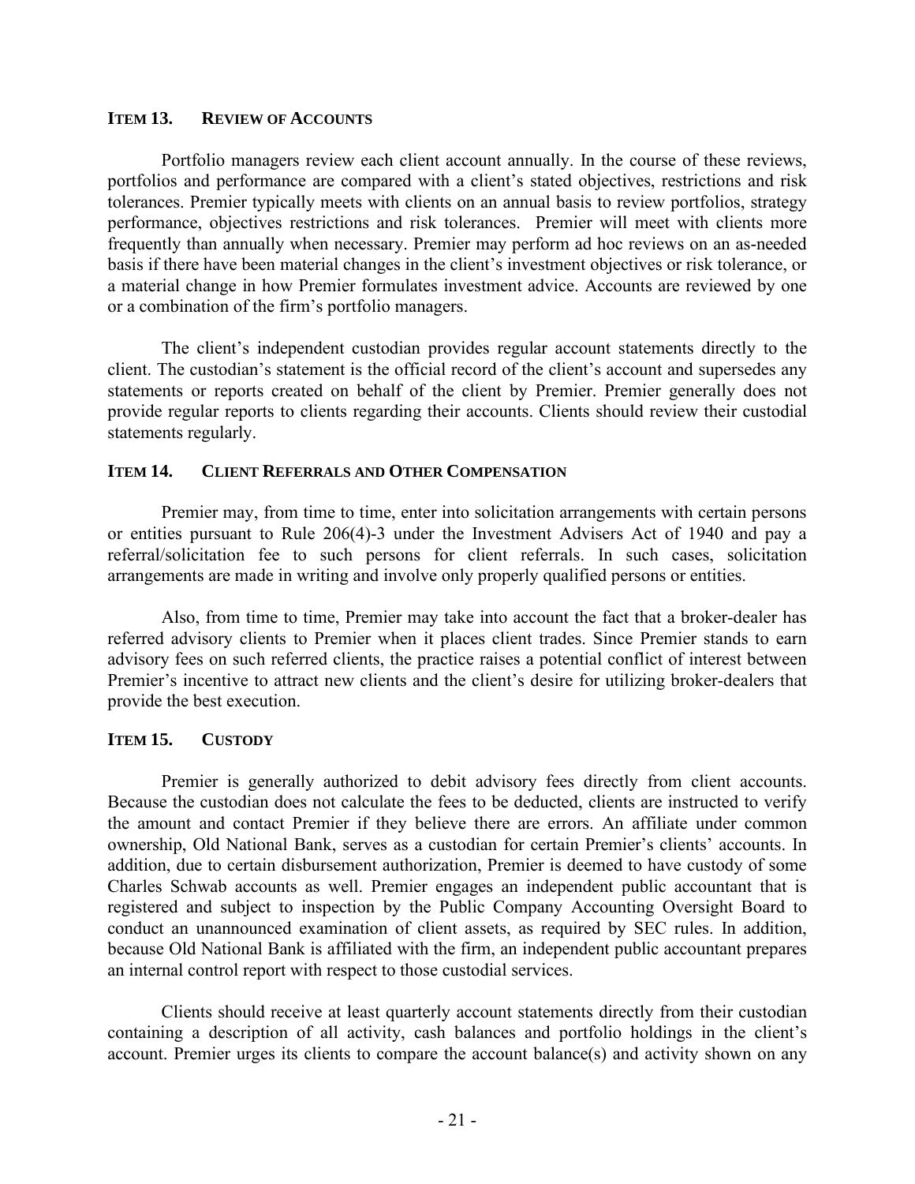## ITEM 13. REVIEW OF ACCOUNTS

Portfolio managers review each client account annually. In the course of these reviews, portfolios and performance are compared with a client's stated objectives, restrictions and risk tolerances. Premier typically meets with clients on an annual basis to review portfolios, strategy performance, objectives restrictions and risk tolerances. Premier will meet with clients more frequently than annually when necessary. Premier may perform ad hoc reviews on an as-needed basis if there have been material changes in the client's investment objectives or risk tolerance, or a material change in how Premier formulates investment advice. Accounts are reviewed by one or a combination of the firm's portfolio managers.

The client's independent custodian provides regular account statements directly to the client. The custodian's statement is the official record of the client's account and supersedes any statements or reports created on behalf of the client by Premier. Premier generally does not provide regular reports to clients regarding their accounts. Clients should review their custodial statements regularly.

## ITEM 14. CLIENT REFERRALS AND OTHER COMPENSATION

Premier may, from time to time, enter into solicitation arrangements with certain persons or entities pursuant to Rule 206(4)-3 under the Investment Advisers Act of 1940 and pay a referral/solicitation fee to such persons for client referrals. In such cases, solicitation arrangements are made in writing and involve only properly qualified persons or entities.

Also, from time to time, Premier may take into account the fact that a broker-dealer has referred advisory clients to Premier when it places client trades. Since Premier stands to earn advisory fees on such referred clients, the practice raises a potential conflict of interest between Premier's incentive to attract new clients and the client's desire for utilizing broker-dealers that provide the best execution.

## ITEM 15. CUSTODY

Premier is generally authorized to debit advisory fees directly from client accounts. Because the custodian does not calculate the fees to be deducted, clients are instructed to verify the amount and contact Premier if they believe there are errors. An affiliate under common ownership, Old National Bank, serves as a custodian for certain Premier's clients' accounts. In addition, due to certain disbursement authorization, Premier is deemed to have custody of some Charles Schwab accounts as well. Premier engages an independent public accountant that is registered and subject to inspection by the Public Company Accounting Oversight Board to conduct an unannounced examination of client assets, as required by SEC rules. In addition, because Old National Bank is affiliated with the firm, an independent public accountant prepares an internal control report with respect to those custodial services.

Clients should receive at least quarterly account statements directly from their custodian containing a description of all activity, cash balances and portfolio holdings in the client's account. Premier urges its clients to compare the account balance(s) and activity shown on any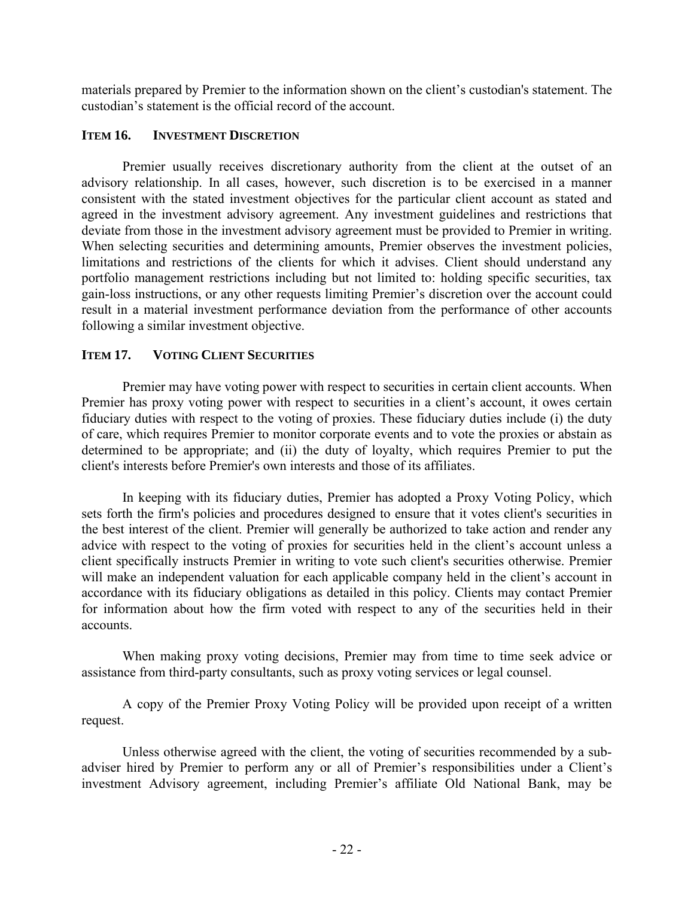materials prepared by Premier to the information shown on the client's custodian's statement. The custodian's statement is the official record of the account.

## ITEM 16. INVESTMENT DISCRETION

Premier usually receives discretionary authority from the client at the outset of an advisory relationship. In all cases, however, such discretion is to be exercised in a manner consistent with the stated investment objectives for the particular client account as stated and agreed in the investment advisory agreement. Any investment guidelines and restrictions that deviate from those in the investment advisory agreement must be provided to Premier in writing. When selecting securities and determining amounts, Premier observes the investment policies, limitations and restrictions of the clients for which it advises. Client should understand any portfolio management restrictions including but not limited to: holding specific securities, tax gain-loss instructions, or any other requests limiting Premier's discretion over the account could result in a material investment performance deviation from the performance of other accounts following a similar investment objective.

## ITEM 17. VOTING CLIENT SECURITIES

Premier may have voting power with respect to securities in certain client accounts. When Premier has proxy voting power with respect to securities in a client's account, it owes certain fiduciary duties with respect to the voting of proxies. These fiduciary duties include (i) the duty of care, which requires Premier to monitor corporate events and to vote the proxies or abstain as determined to be appropriate; and (ii) the duty of loyalty, which requires Premier to put the client's interests before Premier's own interests and those of its affiliates.

In keeping with its fiduciary duties, Premier has adopted a Proxy Voting Policy, which sets forth the firm's policies and procedures designed to ensure that it votes client's securities in the best interest of the client. Premier will generally be authorized to take action and render any advice with respect to the voting of proxies for securities held in the client's account unless a client specifically instructs Premier in writing to vote such client's securities otherwise. Premier will make an independent valuation for each applicable company held in the client's account in accordance with its fiduciary obligations as detailed in this policy. Clients may contact Premier for information about how the firm voted with respect to any of the securities held in their accounts.

When making proxy voting decisions, Premier may from time to time seek advice or assistance from third-party consultants, such as proxy voting services or legal counsel.

A copy of the Premier Proxy Voting Policy will be provided upon receipt of a written request.

Unless otherwise agreed with the client, the voting of securities recommended by a sub-adviser hired by Premier to perform any or all of Premier's responsibilities under a Client's investment Advisory agreement, including Premier's affiliate Old National Bank, may be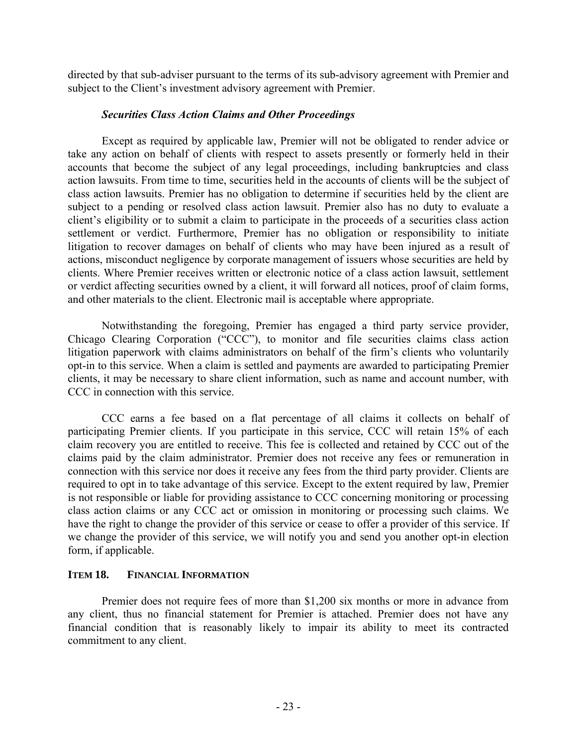directed by that sub-adviser pursuant to the terms of its sub-advisory agreement with Premier and subject to the Client's investment advisory agreement with Premier.

### *Securities Class Action Claims and Other Proceedings*

Except as required by applicable law, Premier will not be obligated to render advice or take any action on behalf of clients with respect to assets presently or formerly held in their accounts that become the subject of any legal proceedings, including bankruptcies and class action lawsuits. From time to time, securities held in the accounts of clients will be the subject of class action lawsuits. Premier has no obligation to determine if securities held by the client are subject to a pending or resolved class action lawsuit. Premier also has no duty to evaluate a client's eligibility or to submit a claim to participate in the proceeds of a securities class action settlement or verdict. Furthermore, Premier has no obligation or responsibility to initiate litigation to recover damages on behalf of clients who may have been injured as a result of actions, misconduct negligence by corporate management of issuers whose securities are held by clients. Where Premier receives written or electronic notice of a class action lawsuit, settlement or verdict affecting securities owned by a client, it will forward all notices, proof of claim forms, and other materials to the client. Electronic mail is acceptable where appropriate.

Notwithstanding the foregoing, Premier has engaged a third party service provider, Chicago Clearing Corporation ("CCC"), to monitor and file securities claims class action litigation paperwork with claims administrators on behalf of the firm's clients who voluntarily opt-in to this service. When a claim is settled and payments are awarded to participating Premier clients, it may be necessary to share client information, such as name and account number, with CCC in connection with this service.

CCC earns a fee based on a flat percentage of all claims it collects on behalf of participating Premier clients. If you participate in this service, CCC will retain 15% of each claim recovery you are entitled to receive. This fee is collected and retained by CCC out of the claims paid by the claim administrator. Premier does not receive any fees or remuneration in connection with this service nor does it receive any fees from the third party provider. Clients are required to opt in to take advantage of this service. Except to the extent required by law, Premier is not responsible or liable for providing assistance to CCC concerning monitoring or processing class action claims or any CCC act or omission in monitoring or processing such claims. We have the right to change the provider of this service or cease to offer a provider of this service. If we change the provider of this service, we will notify you and send you another opt-in election form, if applicable.

## ITEM 18. FINANCIAL INFORMATION

Premier does not require fees of more than $1,200 six months or more in advance from any client, thus no financial statement for Premier is attached. Premier does not have any financial condition that is reasonably likely to impair its ability to meet its contracted commitment to any client.